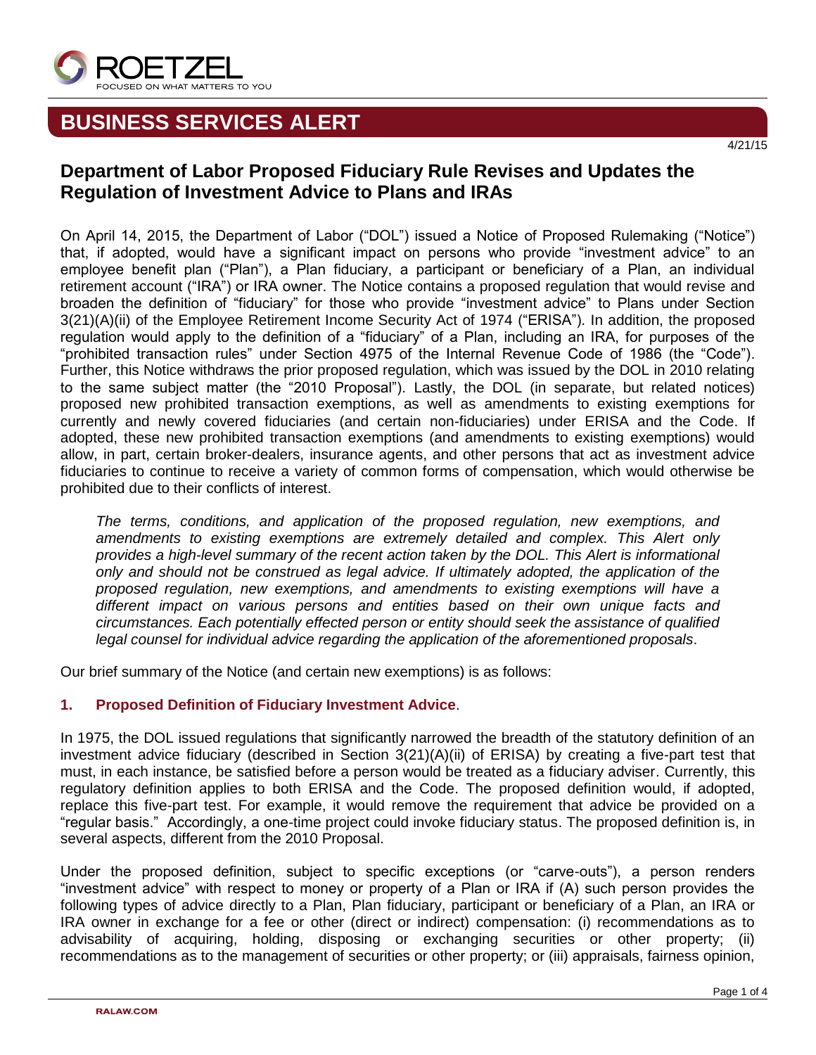ROETZEL

FOCUSED ON WHAT MATTERS TO YOU

# BUSINESS SERVICES ALERT

4/21/15

## Department of Labor Proposed Fiduciary Rule Revises and Updates the Regulation of Investment Advice to Plans and IRAs

On April 14, 2015, the Department of Labor ("DOL") issued a Notice of Proposed Rulemaking ("Notice") that, if adopted, would have a significant impact on persons who provide "investment advice" to an employee benefit plan ("Plan"), a Plan fiduciary, a participant or beneficiary of a Plan, an individual retirement account ("IRA") or IRA owner. The Notice contains a proposed regulation that would revise and broaden the definition of "fiduciary" for those who provide "investment advice" to Plans under Section 3(21)(A)(ii) of the Employee Retirement Income Security Act of 1974 ("ERISA"). In addition, the proposed regulation would apply to the definition of a "fiduciary" of a Plan, including an IRA, for purposes of the "prohibited transaction rules" under Section 4975 of the Internal Revenue Code of 1986 (the "Code"). Further, this Notice withdraws the prior proposed regulation, which was issued by the DOL in 2010 relating to the same subject matter (the "2010 Proposal"). Lastly, the DOL (in separate, but related notices) proposed new prohibited transaction exemptions, as well as amendments to existing exemptions for currently and newly covered fiduciaries (and certain non-fiduciaries) under ERISA and the Code. If adopted, these new prohibited transaction exemptions (and amendments to existing exemptions) would allow, in part, certain broker-dealers, insurance agents, and other persons that act as investment advice fiduciaries to continue to receive a variety of common forms of compensation, which would otherwise be prohibited due to their conflicts of interest.

> *The terms, conditions, and application of the proposed regulation, new exemptions, and amendments to existing exemptions are extremely detailed and complex. This Alert only provides a high-level summary of the recent action taken by the DOL. This Alert is informational only and should not be construed as legal advice. If ultimately adopted, the application of the proposed regulation, new exemptions, and amendments to existing exemptions will have a different impact on various persons and entities based on their own unique facts and circumstances. Each potentially effected person or entity should seek the assistance of qualified legal counsel for individual advice regarding the application of the aforementioned proposals*.

Our brief summary of the Notice (and certain new exemptions) is as follows:

### 1. Proposed Definition of Fiduciary Investment Advice.

In 1975, the DOL issued regulations that significantly narrowed the breadth of the statutory definition of an investment advice fiduciary (described in Section 3(21)(A)(ii) of ERISA) by creating a five-part test that must, in each instance, be satisfied before a person would be treated as a fiduciary adviser. Currently, this regulatory definition applies to both ERISA and the Code. The proposed definition would, if adopted, replace this five-part test. For example, it would remove the requirement that advice be provided on a "regular basis." Accordingly, a one-time project could invoke fiduciary status. The proposed definition is, in several aspects, different from the 2010 Proposal.

Under the proposed definition, subject to specific exceptions (or "carve-outs"), a person renders "investment advice" with respect to money or property of a Plan or IRA if (A) such person provides the following types of advice directly to a Plan, Plan fiduciary, participant or beneficiary of a Plan, an IRA or IRA owner in exchange for a fee or other (direct or indirect) compensation: (i) recommendations as to advisability of acquiring, holding, disposing or exchanging securities or other property; (ii) recommendations as to the management of securities or other property; or (iii) appraisals, fairness opinion,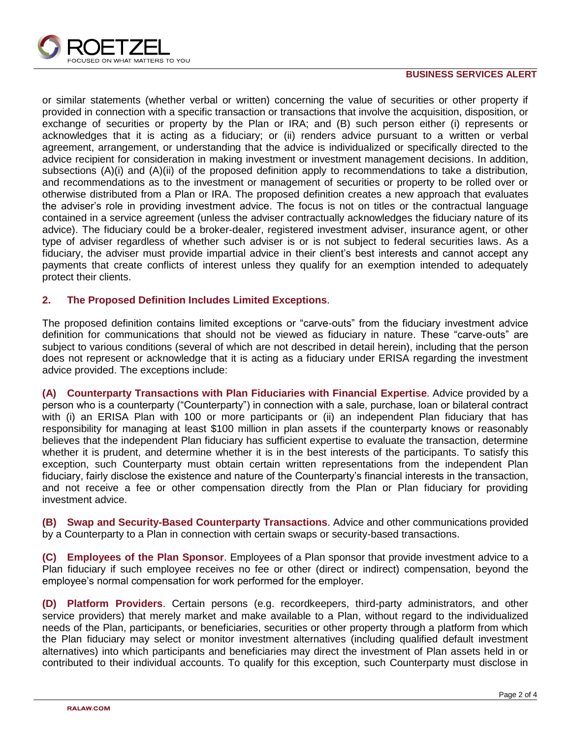or similar statements (whether verbal or written) concerning the value of securities or other property if provided in connection with a specific transaction or transactions that involve the acquisition, disposition, or exchange of securities or property by the Plan or IRA; and (B) such person either (i) represents or acknowledges that it is acting as a fiduciary; or (ii) renders advice pursuant to a written or verbal agreement, arrangement, or understanding that the advice is individualized or specifically directed to the advice recipient for consideration in making investment or investment management decisions. In addition, subsections (A)(i) and (A)(ii) of the proposed definition apply to recommendations to take a distribution, and recommendations as to the investment or management of securities or property to be rolled over or otherwise distributed from a Plan or IRA. The proposed definition creates a new approach that evaluates the adviser's role in providing investment advice. The focus is not on titles or the contractual language contained in a service agreement (unless the adviser contractually acknowledges the fiduciary nature of its advice). The fiduciary could be a broker-dealer, registered investment adviser, insurance agent, or other type of adviser regardless of whether such adviser is or is not subject to federal securities laws. As a fiduciary, the adviser must provide impartial advice in their client's best interests and cannot accept any payments that create conflicts of interest unless they qualify for an exemption intended to adequately protect their clients.

## 2. The Proposed Definition Includes Limited Exceptions.

The proposed definition contains limited exceptions or "carve-outs" from the fiduciary investment advice definition for communications that should not be viewed as fiduciary in nature. These "carve-outs" are subject to various conditions (several of which are not described in detail herein), including that the person does not represent or acknowledge that it is acting as a fiduciary under ERISA regarding the investment advice provided. The exceptions include:

**(A) Counterparty Transactions with Plan Fiduciaries with Financial Expertise**. Advice provided by a person who is a counterparty ("Counterparty") in connection with a sale, purchase, loan or bilateral contract with (i) an ERISA Plan with 100 or more participants or (ii) an independent Plan fiduciary that has responsibility for managing at least $100 million in plan assets if the counterparty knows or reasonably believes that the independent Plan fiduciary has sufficient expertise to evaluate the transaction, determine whether it is prudent, and determine whether it is in the best interests of the participants. To satisfy this exception, such Counterparty must obtain certain written representations from the independent Plan fiduciary, fairly disclose the existence and nature of the Counterparty's financial interests in the transaction, and not receive a fee or other compensation directly from the Plan or Plan fiduciary for providing investment advice.

**(B) Swap and Security-Based Counterparty Transactions**. Advice and other communications provided by a Counterparty to a Plan in connection with certain swaps or security-based transactions.

**(C) Employees of the Plan Sponsor**. Employees of a Plan sponsor that provide investment advice to a Plan fiduciary if such employee receives no fee or other (direct or indirect) compensation, beyond the employee's normal compensation for work performed for the employer.

**(D) Platform Providers**. Certain persons (e.g. recordkeepers, third-party administrators, and other service providers) that merely market and make available to a Plan, without regard to the individualized needs of the Plan, participants, or beneficiaries, securities or other property through a platform from which the Plan fiduciary may select or monitor investment alternatives (including qualified default investment alternatives) into which participants and beneficiaries may direct the investment of Plan assets held in or contributed to their individual accounts. To qualify for this exception, such Counterparty must disclose in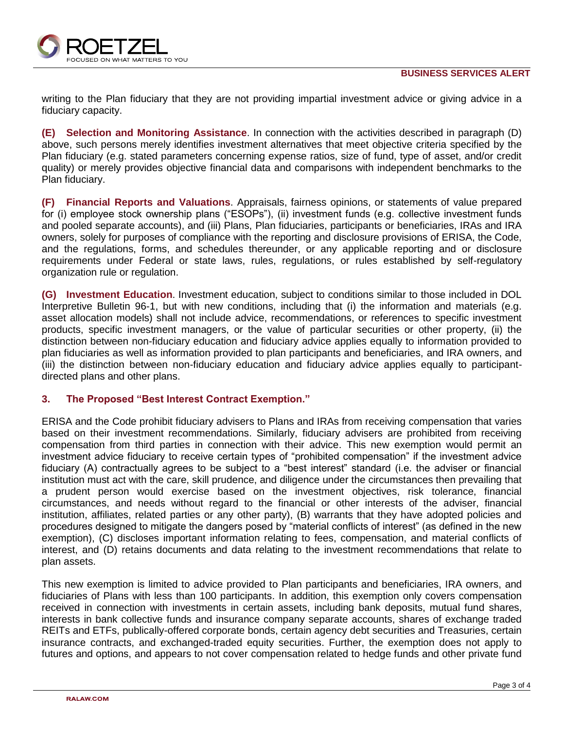writing to the Plan fiduciary that they are not providing impartial investment advice or giving advice in a fiduciary capacity.

**(E) Selection and Monitoring Assistance**. In connection with the activities described in paragraph (D) above, such persons merely identifies investment alternatives that meet objective criteria specified by the Plan fiduciary (e.g. stated parameters concerning expense ratios, size of fund, type of asset, and/or credit quality) or merely provides objective financial data and comparisons with independent benchmarks to the Plan fiduciary.

**(F) Financial Reports and Valuations**. Appraisals, fairness opinions, or statements of value prepared for (i) employee stock ownership plans ("ESOPs"), (ii) investment funds (e.g. collective investment funds and pooled separate accounts), and (iii) Plans, Plan fiduciaries, participants or beneficiaries, IRAs and IRA owners, solely for purposes of compliance with the reporting and disclosure provisions of ERISA, the Code, and the regulations, forms, and schedules thereunder, or any applicable reporting and or disclosure requirements under Federal or state laws, rules, regulations, or rules established by self-regulatory organization rule or regulation.

**(G) Investment Education**. Investment education, subject to conditions similar to those included in DOL Interpretive Bulletin 96-1, but with new conditions, including that (i) the information and materials (e.g. asset allocation models) shall not include advice, recommendations, or references to specific investment products, specific investment managers, or the value of particular securities or other property, (ii) the distinction between non-fiduciary education and fiduciary advice applies equally to information provided to plan fiduciaries as well as information provided to plan participants and beneficiaries, and IRA owners, and (iii) the distinction between non-fiduciary education and fiduciary advice applies equally to participant-directed plans and other plans.

### 3. The Proposed "Best Interest Contract Exemption."

ERISA and the Code prohibit fiduciary advisers to Plans and IRAs from receiving compensation that varies based on their investment recommendations. Similarly, fiduciary advisers are prohibited from receiving compensation from third parties in connection with their advice. This new exemption would permit an investment advice fiduciary to receive certain types of "prohibited compensation" if the investment advice fiduciary (A) contractually agrees to be subject to a "best interest" standard (i.e. the adviser or financial institution must act with the care, skill prudence, and diligence under the circumstances then prevailing that a prudent person would exercise based on the investment objectives, risk tolerance, financial circumstances, and needs without regard to the financial or other interests of the adviser, financial institution, affiliates, related parties or any other party), (B) warrants that they have adopted policies and procedures designed to mitigate the dangers posed by "material conflicts of interest" (as defined in the new exemption), (C) discloses important information relating to fees, compensation, and material conflicts of interest, and (D) retains documents and data relating to the investment recommendations that relate to plan assets.

This new exemption is limited to advice provided to Plan participants and beneficiaries, IRA owners, and fiduciaries of Plans with less than 100 participants. In addition, this exemption only covers compensation received in connection with investments in certain assets, including bank deposits, mutual fund shares, interests in bank collective funds and insurance company separate accounts, shares of exchange traded REITs and ETFs, publically-offered corporate bonds, certain agency debt securities and Treasuries, certain insurance contracts, and exchanged-traded equity securities. Further, the exemption does not apply to futures and options, and appears to not cover compensation related to hedge funds and other private fund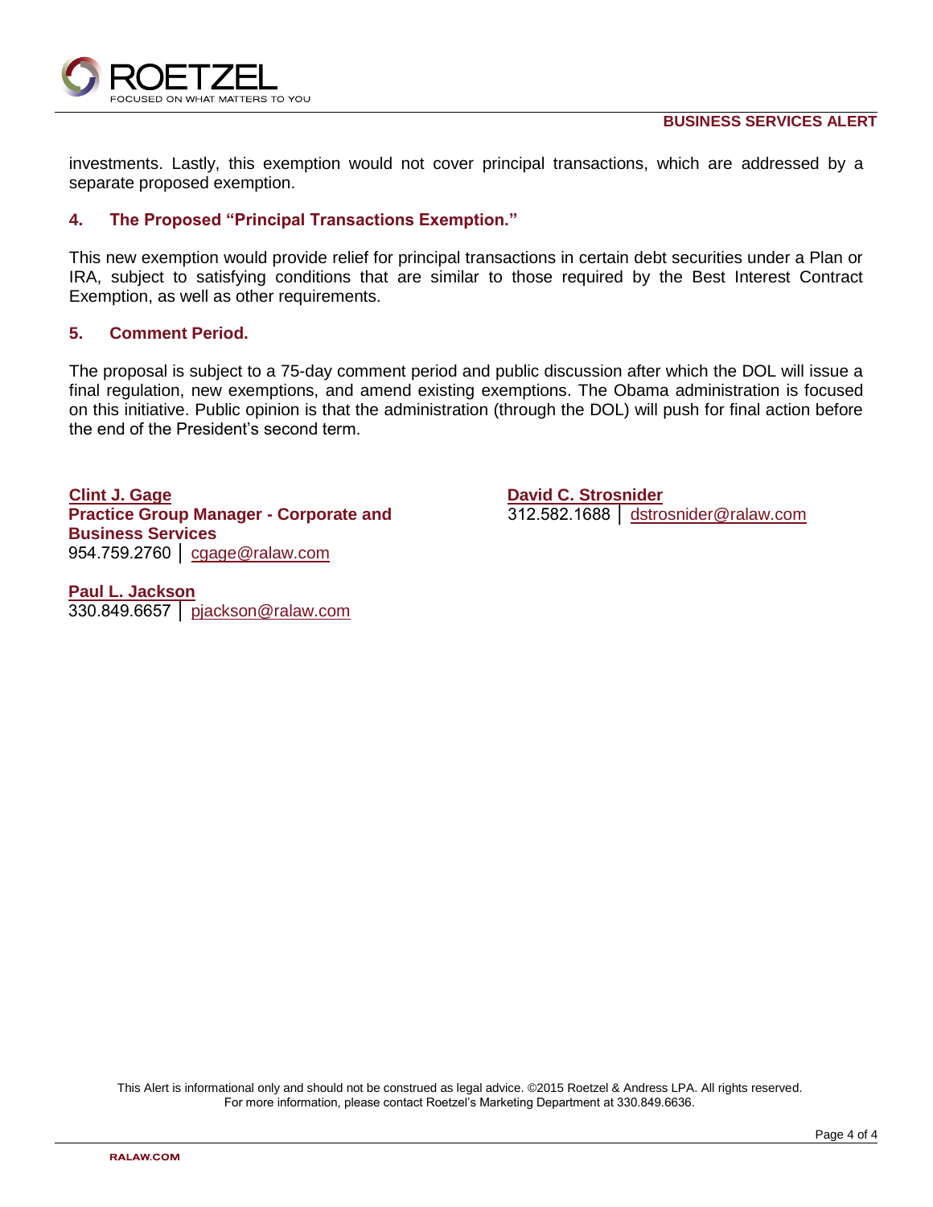investments. Lastly, this exemption would not cover principal transactions, which are addressed by a separate proposed exemption.

### 4. The Proposed "Principal Transactions Exemption."

This new exemption would provide relief for principal transactions in certain debt securities under a Plan or IRA, subject to satisfying conditions that are similar to those required by the Best Interest Contract Exemption, as well as other requirements.

### 5. Comment Period.

The proposal is subject to a 75-day comment period and public discussion after which the DOL will issue a final regulation, new exemptions, and amend existing exemptions. The Obama administration is focused on this initiative. Public opinion is that the administration (through the DOL) will push for final action before the end of the President's second term.

**Clint J. Gage**
**Practice Group Manager - Corporate and Business Services**
954.759.2760 │ cgage@ralaw.com

**Paul L. Jackson**
330.849.6657 │ pjackson@ralaw.com

**David C. Strosnider**
312.582.1688 │ dstrosnider@ralaw.com

This Alert is informational only and should not be construed as legal advice. ©2015 Roetzel & Andress LPA. All rights reserved.
For more information, please contact Roetzel's Marketing Department at 330.849.6636.